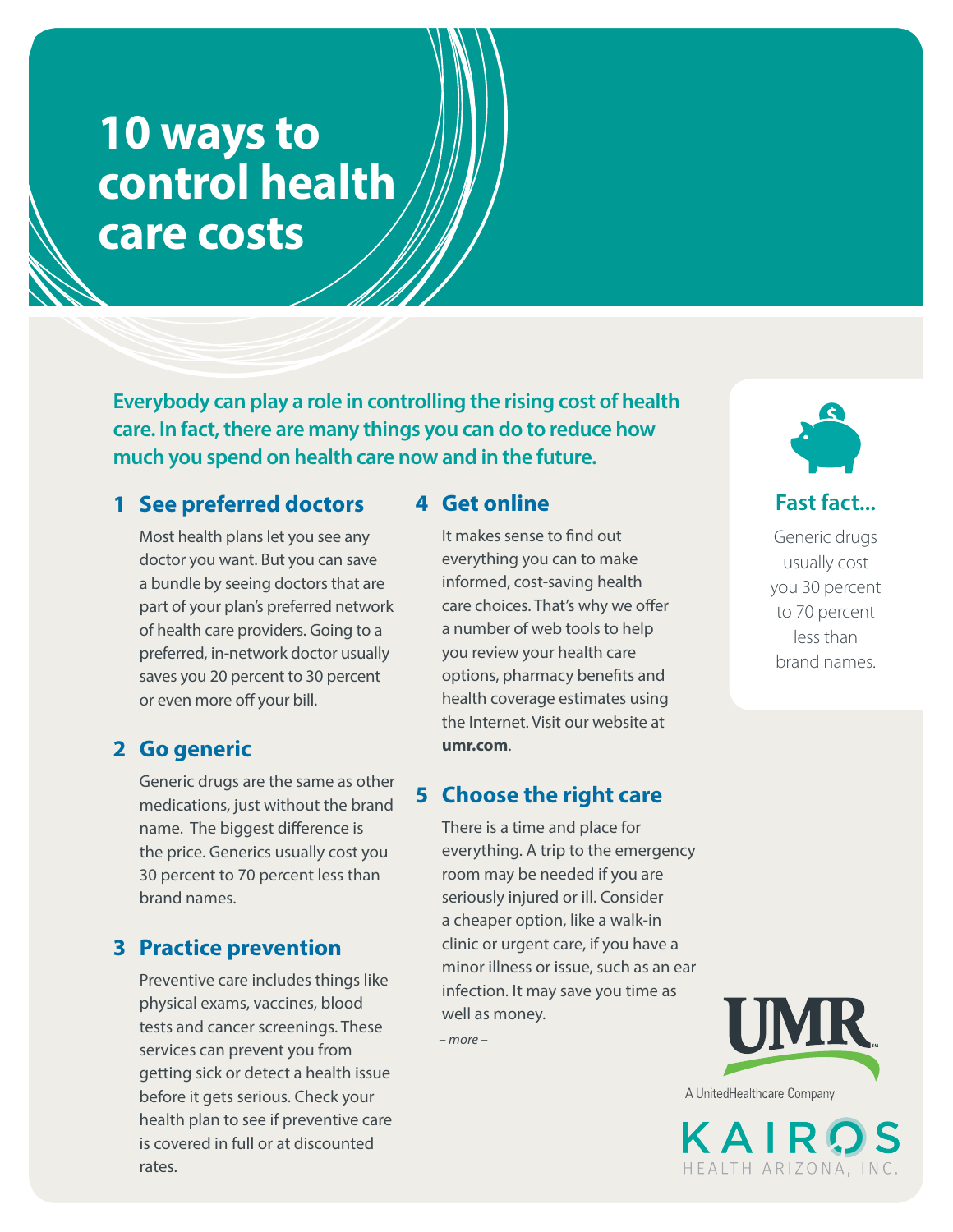# 10 ways to control health care costs

**Everybody can play a role in controlling the rising cost of health care. In fact, there are many things you can do to reduce how much you spend on health care now and in the future.**

## 1 See preferred doctors

Most health plans let you see any doctor you want. But you can save a bundle by seeing doctors that are part of your plan's preferred network of health care providers. Going to a preferred, in-network doctor usually saves you 20 percent to 30 percent or even more off your bill.

## 2 Go generic

Generic drugs are the same as other medications, just without the brand name. The biggest difference is the price. Generics usually cost you 30 percent to 70 percent less than brand names.

## 3 Practice prevention

Preventive care includes things like physical exams, vaccines, blood tests and cancer screenings. These services can prevent you from getting sick or detect a health issue before it gets serious. Check your health plan to see if preventive care is covered in full or at discounted rates.

## 4 Get online

It makes sense to find out everything you can to make informed, cost-saving health care choices. That's why we offer a number of web tools to help you review your health care options, pharmacy benefits and health coverage estimates using the Internet. Visit our website at **umr.com**.

## 5 Choose the right care

There is a time and place for everything. A trip to the emergency room may be needed if you are seriously injured or ill. Consider a cheaper option, like a walk-in clinic or urgent care, if you have a minor illness or issue, such as an ear infection. It may save you time as well as money.

*– more –*

### Fast fact...

Generic drugs usually cost you 30 percent to 70 percent less than brand names.

UMR
A UnitedHealthcare Company

KAIROS
HEALTH ARIZONA, INC.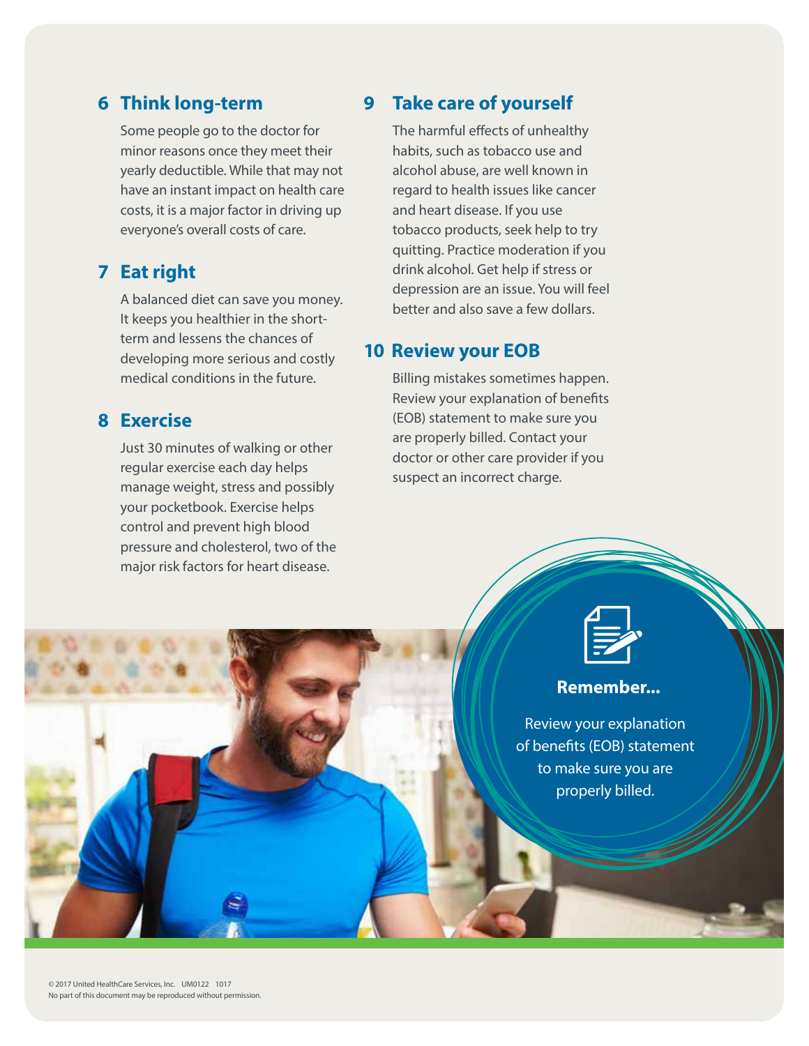## 6 Think long-term

Some people go to the doctor for minor reasons once they meet their yearly deductible. While that may not have an instant impact on health care costs, it is a major factor in driving up everyone's overall costs of care.

## 7 Eat right

A balanced diet can save you money. It keeps you healthier in the short-term and lessens the chances of developing more serious and costly medical conditions in the future.

## 8 Exercise

Just 30 minutes of walking or other regular exercise each day helps manage weight, stress and possibly your pocketbook. Exercise helps control and prevent high blood pressure and cholesterol, two of the major risk factors for heart disease.

## 9 Take care of yourself

The harmful effects of unhealthy habits, such as tobacco use and alcohol abuse, are well known in regard to health issues like cancer and heart disease. If you use tobacco products, seek help to try quitting. Practice moderation if you drink alcohol. Get help if stress or depression are an issue. You will feel better and also save a few dollars.

## 10 Review your EOB

Billing mistakes sometimes happen. Review your explanation of benefits (EOB) statement to make sure you are properly billed. Contact your doctor or other care provider if you suspect an incorrect charge.

**Remember...**

Review your explanation of benefits (EOB) statement to make sure you are properly billed.

© 2017 United HealthCare Services, Inc. UM0122 1017
No part of this document may be reproduced without permission.